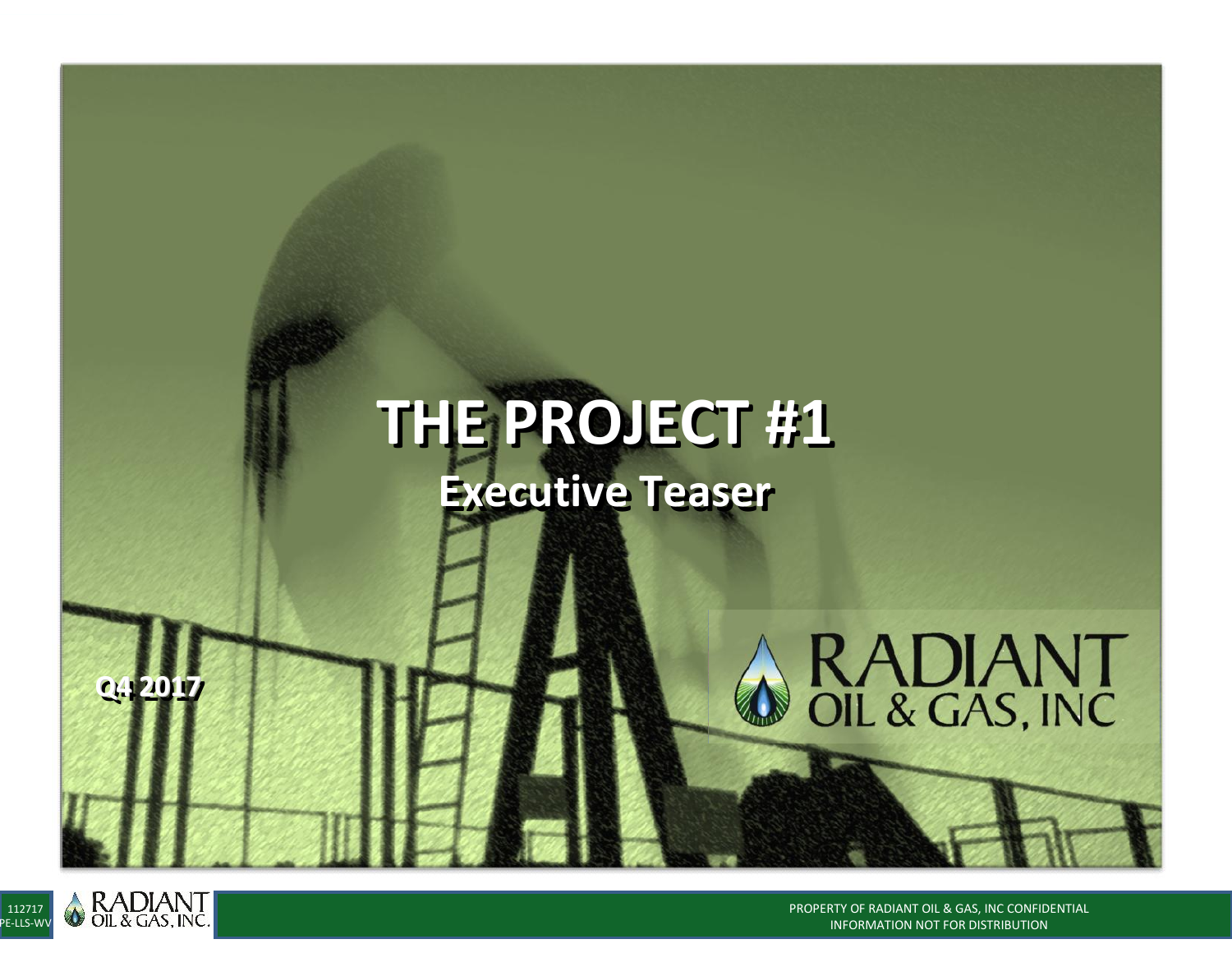# THE PROJECT #1

## Executive Teaser

Q4 2017

RADIANT OIL & GAS, INC

112717 PE-LLS-WV

PROPERTY OF RADIANT OIL & GAS, INC CONFIDENTIAL INFORMATION NOT FOR DISTRIBUTION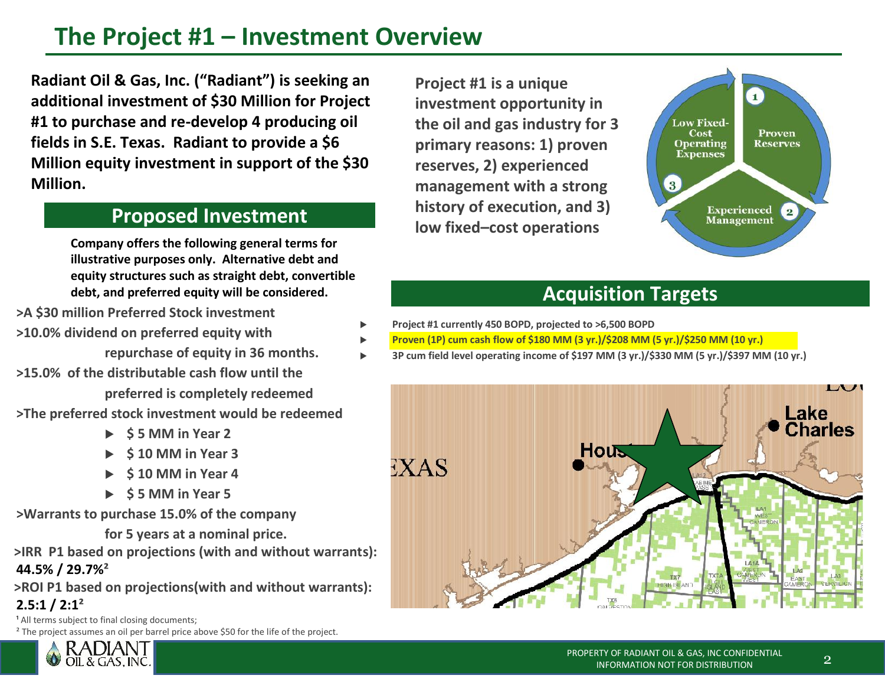# The Project #1 – Investment Overview

**Radiant Oil & Gas, Inc. ("Radiant") is seeking an additional investment of $30 Million for Project #1 to purchase and re-develop 4 producing oil fields in S.E. Texas. Radiant to provide a $6 Million equity investment in support of the $30 Million.**

## Proposed Investment

**Company offers the following general terms for illustrative purposes only. Alternative debt and equity structures such as straight debt, convertible debt, and preferred equity will be considered.**

**>A $30 million Preferred Stock investment**

**>10.0% dividend on preferred equity with repurchase of equity in 36 months.**

**>15.0% of the distributable cash flow until the preferred is completely redeemed**

**>The preferred stock investment would be redeemed**

- **$ 5 MM in Year 2**
- **$ 10 MM in Year 3**
- **$ 10 MM in Year 4**
- **$ 5 MM in Year 5**

**>Warrants to purchase 15.0% of the company for 5 years at a nominal price.**

**>IRR P1 based on projections (with and without warrants): 44.5% / 29.7%[2]**

**>ROI P1 based on projections(with and without warrants): 2.5:1 / 2:1[2]**

[1] All terms subject to final closing documents;

[2] The project assumes an oil per barrel price above $50 for the life of the project.

**Project #1 is a unique investment opportunity in the oil and gas industry for 3 primary reasons: 1) proven reserves, 2) experienced management with a strong history of execution, and 3) low fixed–cost operations**

1. Proven Reserves
2. Experienced Management
3. Low Fixed-Cost Operating Expenses

## Acquisition Targets

- **Project #1 currently 450 BOPD, projected to >6,500 BOPD**
- **Proven (1P) cum cash flow of $180 MM (3 yr.)/$208 MM (5 yr.)/$250 MM (10 yr.)**
- **3P cum field level operating income of $197 MM (3 yr.)/$330 MM (5 yr.)/$397 MM (10 yr.)**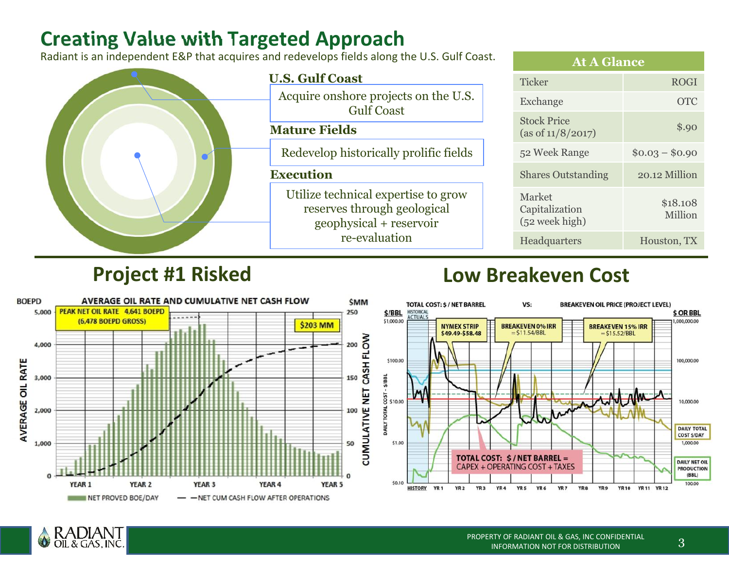# Creating Value with Targeted Approach

Radiant is an independent E&P that acquires and redevelops fields along the U.S. Gulf Coast.

**U.S. Gulf Coast**

Acquire onshore projects on the U.S. Gulf Coast

**Mature Fields**

Redevelop historically prolific fields

**Execution**

Utilize technical expertise to grow reserves through geological geophysical + reservoir re-evaluation

| At A Glance | |
|---|---|
| Ticker | ROGI |
| Exchange | OTC |
| Stock Price (as of 11/8/2017) | $.90 |
| 52 Week Range | $0.03 – $0.90 |
| Shares Outstanding | 20.12 Million |
| Market Capitalization (52 week high) | $18.108 Million |
| Headquarters | Houston, TX |

## Project #1 Risked

AVERAGE OIL RATE AND CUMULATIVE NET CASH FLOW

PEAK NET OIL RATE 4,641 BOEPD (6,478 BOEPD GROSS)

$203 MM

NET PROVED BOE/DAY — NET CUM CASH FLOW AFTER OPERATIONS

## Low Breakeven Cost

TOTAL COST: $ / NET BARREL VS: BREAKEVEN OIL PRICE (PROJECT LEVEL)

NYMEX STRIP $49.49-$58.48

BREAKEVEN 0% IRR = $11.54/BBL

BREAKEVEN 15% IRR = $15.52/BBL

TOTAL COST: $ / NET BARREL = CAPEX + OPERATING COST + TAXES

DAILY TOTAL COST $/DAY

DAILY NET OIL PRODUCTION (BBL)

PROPERTY OF RADIANT OIL & GAS, INC CONFIDENTIAL INFORMATION NOT FOR DISTRIBUTION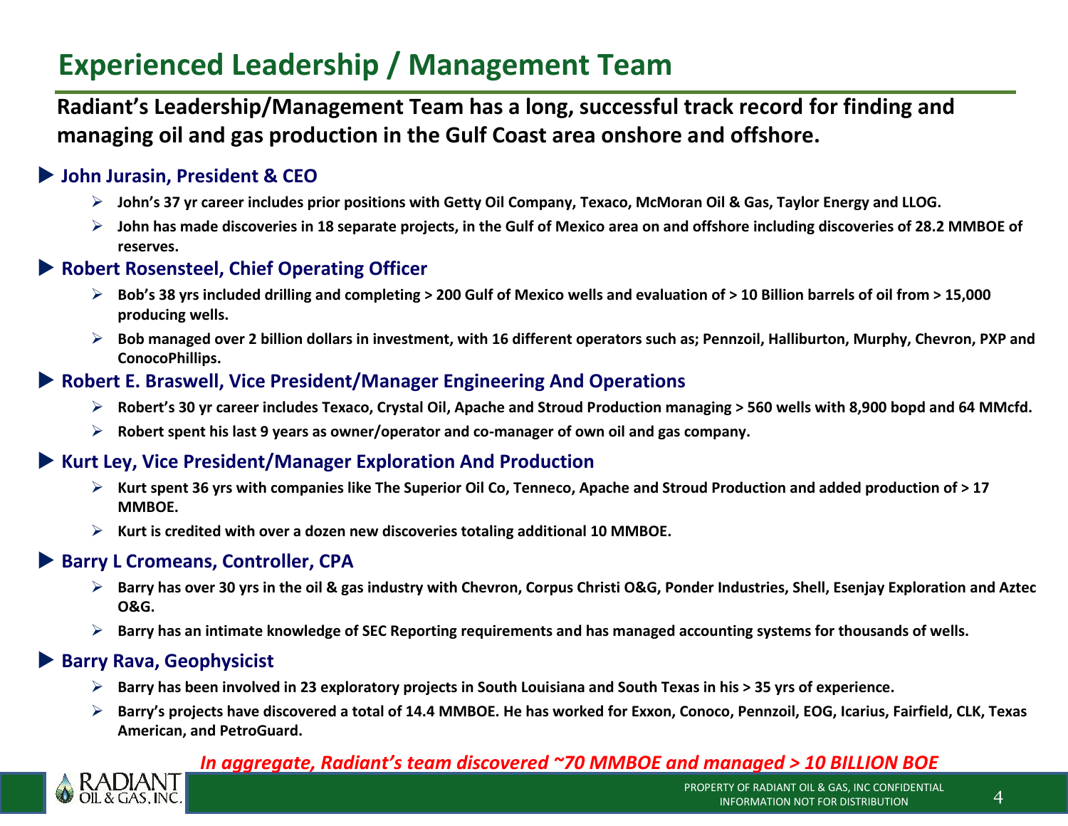# Experienced Leadership / Management Team

**Radiant's Leadership/Management Team has a long, successful track record for finding and managing oil and gas production in the Gulf Coast area onshore and offshore.**

## John Jurasin, President & CEO

- **John's 37 yr career includes prior positions with Getty Oil Company, Texaco, McMoran Oil & Gas, Taylor Energy and LLOG.**
- **John has made discoveries in 18 separate projects, in the Gulf of Mexico area on and offshore including discoveries of 28.2 MMBOE of reserves.**

## Robert Rosensteel, Chief Operating Officer

- **Bob's 38 yrs included drilling and completing > 200 Gulf of Mexico wells and evaluation of > 10 Billion barrels of oil from > 15,000 producing wells.**
- **Bob managed over 2 billion dollars in investment, with 16 different operators such as; Pennzoil, Halliburton, Murphy, Chevron, PXP and ConocoPhillips.**

## Robert E. Braswell, Vice President/Manager Engineering And Operations

- **Robert's 30 yr career includes Texaco, Crystal Oil, Apache and Stroud Production managing > 560 wells with 8,900 bopd and 64 MMcfd.**
- **Robert spent his last 9 years as owner/operator and co-manager of own oil and gas company.**

## Kurt Ley, Vice President/Manager Exploration And Production

- **Kurt spent 36 yrs with companies like The Superior Oil Co, Tenneco, Apache and Stroud Production and added production of > 17 MMBOE.**
- **Kurt is credited with over a dozen new discoveries totaling additional 10 MMBOE.**

## Barry L Cromeans, Controller, CPA

- **Barry has over 30 yrs in the oil & gas industry with Chevron, Corpus Christi O&G, Ponder Industries, Shell, Esenjay Exploration and Aztec O&G.**
- **Barry has an intimate knowledge of SEC Reporting requirements and has managed accounting systems for thousands of wells.**

## Barry Rava, Geophysicist

- **Barry has been involved in 23 exploratory projects in South Louisiana and South Texas in his > 35 yrs of experience.**
- **Barry's projects have discovered a total of 14.4 MMBOE. He has worked for Exxon, Conoco, Pennzoil, EOG, Icarius, Fairfield, CLK, Texas American, and PetroGuard.**

***In aggregate, Radiant's team discovered ~70 MMBOE and managed > 10 BILLION BOE***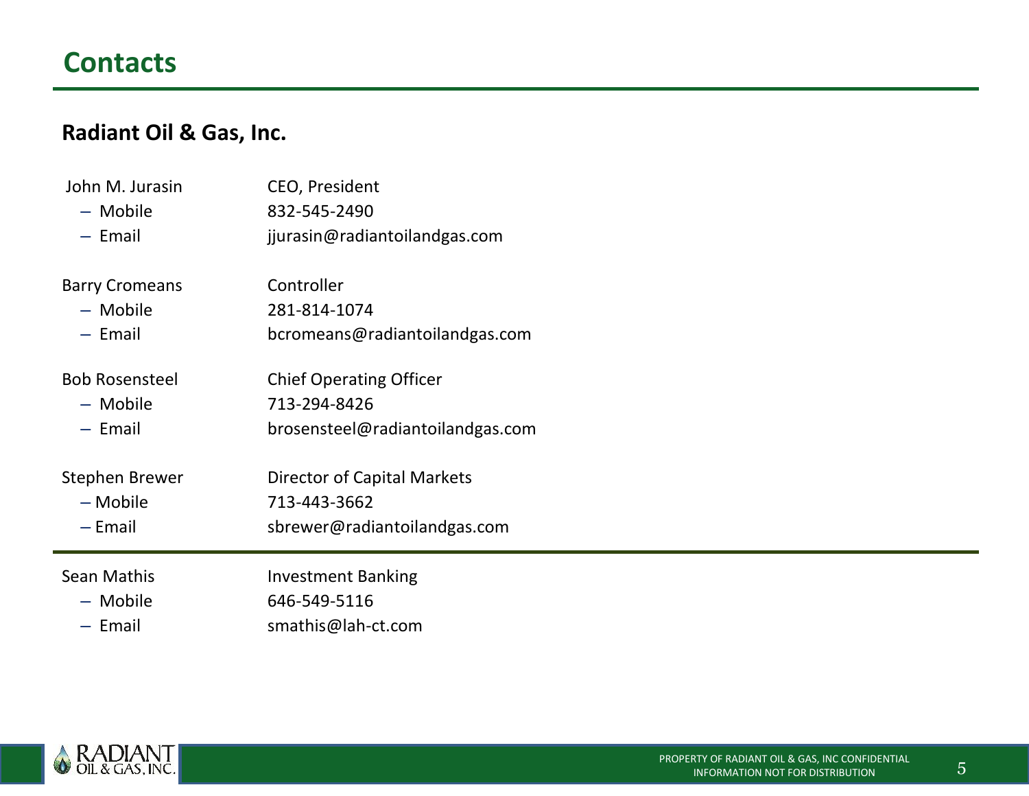# Contacts

## Radiant Oil & Gas, Inc.

| | |
|---|---|
| John M. Jurasin | CEO, President |
| – Mobile | 832-545-2490 |
| – Email | jjurasin@radiantoilandgas.com |
| Barry Cromeans | Controller |
| – Mobile | 281-814-1074 |
| – Email | bcromeans@radiantoilandgas.com |
| Bob Rosensteel | Chief Operating Officer |
| – Mobile | 713-294-8426 |
| – Email | brosensteel@radiantoilandgas.com |
| Stephen Brewer | Director of Capital Markets |
| – Mobile | 713-443-3662 |
| – Email | sbrewer@radiantoilandgas.com |

---

| | |
|---|---|
| Sean Mathis | Investment Banking |
| – Mobile | 646-549-5116 |
| – Email | smathis@lah-ct.com |

PROPERTY OF RADIANT OIL & GAS, INC CONFIDENTIAL INFORMATION NOT FOR DISTRIBUTION